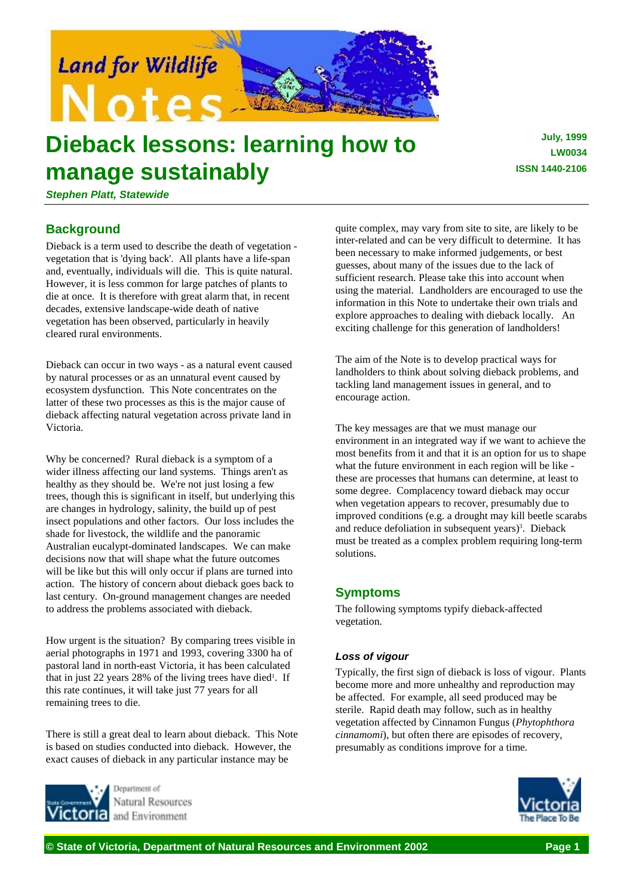Land for Wildlife Notes

# Dieback lessons: learning how to manage sustainably

**July, 1999**
**LW0034**
**ISSN 1440-2106**

***Stephen Platt, Statewide***

## Background

Dieback is a term used to describe the death of vegetation - vegetation that is 'dying back'. All plants have a life-span and, eventually, individuals will die. This is quite natural. However, it is less common for large patches of plants to die at once. It is therefore with great alarm that, in recent decades, extensive landscape-wide death of native vegetation has been observed, particularly in heavily cleared rural environments.

Dieback can occur in two ways - as a natural event caused by natural processes or as an unnatural event caused by ecosystem dysfunction. This Note concentrates on the latter of these two processes as this is the major cause of dieback affecting natural vegetation across private land in Victoria.

Why be concerned? Rural dieback is a symptom of a wider illness affecting our land systems. Things aren't as healthy as they should be. We're not just losing a few trees, though this is significant in itself, but underlying this are changes in hydrology, salinity, the build up of pest insect populations and other factors. Our loss includes the shade for livestock, the wildlife and the panoramic Australian eucalypt-dominated landscapes. We can make decisions now that will shape what the future outcomes will be like but this will only occur if plans are turned into action. The history of concern about dieback goes back to last century. On-ground management changes are needed to address the problems associated with dieback.

How urgent is the situation? By comparing trees visible in aerial photographs in 1971 and 1993, covering 3300 ha of pastoral land in north-east Victoria, it has been calculated that in just 22 years 28% of the living trees have died[1]. If this rate continues, it will take just 77 years for all remaining trees to die.

There is still a great deal to learn about dieback. This Note is based on studies conducted into dieback. However, the exact causes of dieback in any particular instance may be quite complex, may vary from site to site, are likely to be inter-related and can be very difficult to determine. It has been necessary to make informed judgements, or best guesses, about many of the issues due to the lack of sufficient research. Please take this into account when using the material. Landholders are encouraged to use the information in this Note to undertake their own trials and explore approaches to dealing with dieback locally. An exciting challenge for this generation of landholders!

The aim of the Note is to develop practical ways for landholders to think about solving dieback problems, and tackling land management issues in general, and to encourage action.

The key messages are that we must manage our environment in an integrated way if we want to achieve the most benefits from it and that it is an option for us to shape what the future environment in each region will be like - these are processes that humans can determine, at least to some degree. Complacency toward dieback may occur when vegetation appears to recover, presumably due to improved conditions (e.g. a drought may kill beetle scarabs and reduce defoliation in subsequent years)[3]. Dieback must be treated as a complex problem requiring long-term solutions.

## Symptoms

The following symptoms typify dieback-affected vegetation.

### *Loss of vigour*

Typically, the first sign of dieback is loss of vigour. Plants become more and more unhealthy and reproduction may be affected. For example, all seed produced may be sterile. Rapid death may follow, such as in healthy vegetation affected by Cinnamon Fungus (*Phytophthora cinnamomi*), but often there are episodes of recovery, presumably as conditions improve for a time.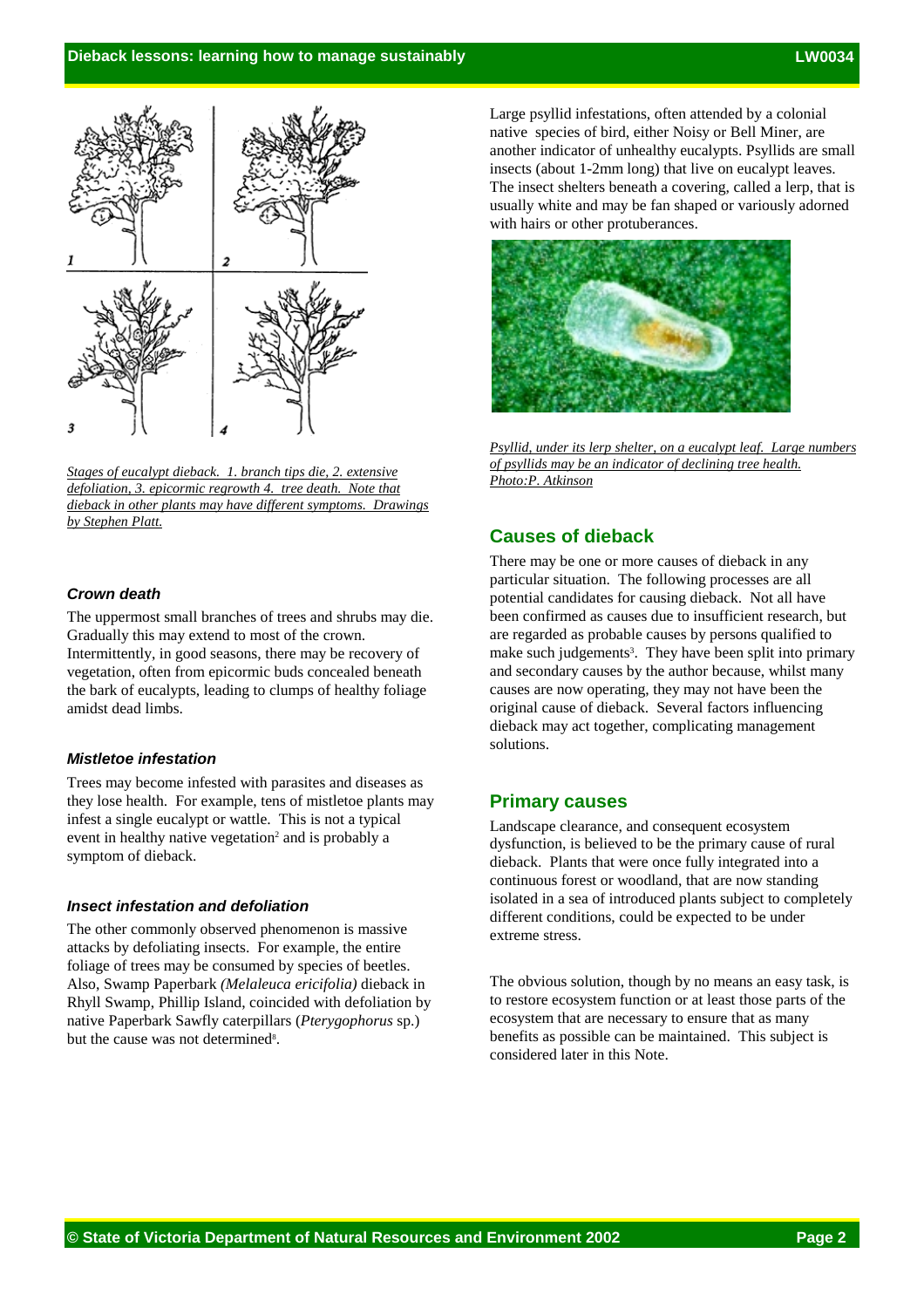*Stages of eucalypt dieback. 1. branch tips die, 2. extensive defoliation, 3. epicormic regrowth 4. tree death. Note that dieback in other plants may have different symptoms. Drawings by Stephen Platt.*

### Crown death

The uppermost small branches of trees and shrubs may die. Gradually this may extend to most of the crown. Intermittently, in good seasons, there may be recovery of vegetation, often from epicormic buds concealed beneath the bark of eucalypts, leading to clumps of healthy foliage amidst dead limbs.

### Mistletoe infestation

Trees may become infested with parasites and diseases as they lose health. For example, tens of mistletoe plants may infest a single eucalypt or wattle. This is not a typical event in healthy native vegetation[2] and is probably a symptom of dieback.

### Insect infestation and defoliation

The other commonly observed phenomenon is massive attacks by defoliating insects. For example, the entire foliage of trees may be consumed by species of beetles. Also, Swamp Paperbark *(Melaleuca ericifolia)* dieback in Rhyll Swamp, Phillip Island, coincided with defoliation by native Paperbark Sawfly caterpillars (*Pterygophorus* sp.) but the cause was not determined[8].

Large psyllid infestations, often attended by a colonial native species of bird, either Noisy or Bell Miner, are another indicator of unhealthy eucalypts. Psyllids are small insects (about 1-2mm long) that live on eucalypt leaves. The insect shelters beneath a covering, called a lerp, that is usually white and may be fan shaped or variously adorned with hairs or other protuberances.

*Psyllid, under its lerp shelter, on a eucalypt leaf. Large numbers of psyllids may be an indicator of declining tree health. Photo:P. Atkinson*

## Causes of dieback

There may be one or more causes of dieback in any particular situation. The following processes are all potential candidates for causing dieback. Not all have been confirmed as causes due to insufficient research, but are regarded as probable causes by persons qualified to make such judgements[3]. They have been split into primary and secondary causes by the author because, whilst many causes are now operating, they may not have been the original cause of dieback. Several factors influencing dieback may act together, complicating management solutions.

## Primary causes

Landscape clearance, and consequent ecosystem dysfunction, is believed to be the primary cause of rural dieback. Plants that were once fully integrated into a continuous forest or woodland, that are now standing isolated in a sea of introduced plants subject to completely different conditions, could be expected to be under extreme stress.

The obvious solution, though by no means an easy task, is to restore ecosystem function or at least those parts of the ecosystem that are necessary to ensure that as many benefits as possible can be maintained. This subject is considered later in this Note.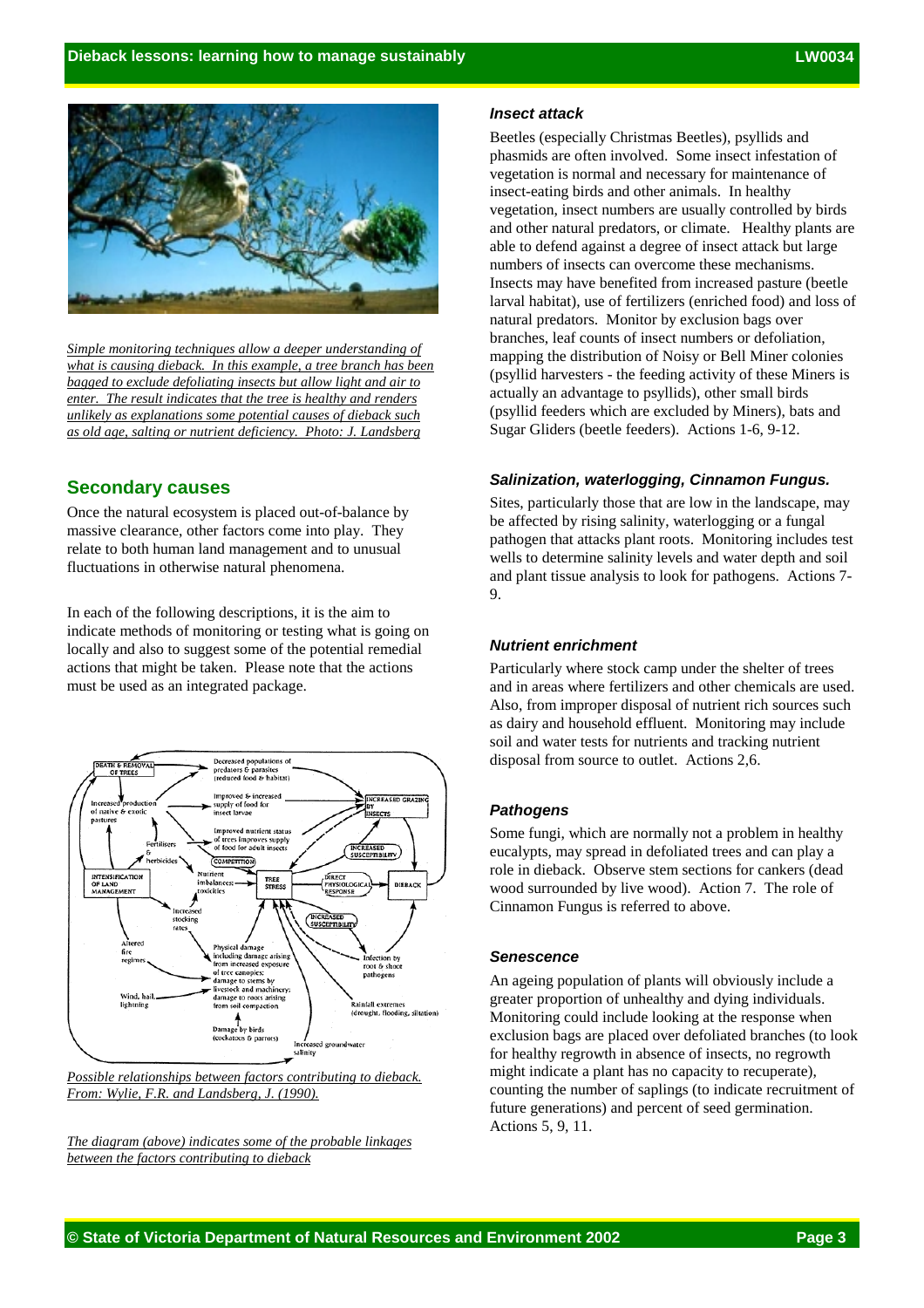*Simple monitoring techniques allow a deeper understanding of what is causing dieback. In this example, a tree branch has been bagged to exclude defoliating insects but allow light and air to enter. The result indicates that the tree is healthy and renders unlikely as explanations some potential causes of dieback such as old age, salting or nutrient deficiency. Photo: J. Landsberg*

## Secondary causes

Once the natural ecosystem is placed out-of-balance by massive clearance, other factors come into play. They relate to both human land management and to unusual fluctuations in otherwise natural phenomena.

In each of the following descriptions, it is the aim to indicate methods of monitoring or testing what is going on locally and also to suggest some of the potential remedial actions that might be taken. Please note that the actions must be used as an integrated package.

*Possible relationships between factors contributing to dieback. From: Wylie, F.R. and Landsberg, J. (1990).*

*The diagram (above) indicates some of the probable linkages between the factors contributing to dieback*

### *Insect attack*

Beetles (especially Christmas Beetles), psyllids and phasmids are often involved. Some insect infestation of vegetation is normal and necessary for maintenance of insect-eating birds and other animals. In healthy vegetation, insect numbers are usually controlled by birds and other natural predators, or climate. Healthy plants are able to defend against a degree of insect attack but large numbers of insects can overcome these mechanisms. Insects may have benefited from increased pasture (beetle larval habitat), use of fertilizers (enriched food) and loss of natural predators. Monitor by exclusion bags over branches, leaf counts of insect numbers or defoliation, mapping the distribution of Noisy or Bell Miner colonies (psyllid harvesters - the feeding activity of these Miners is actually an advantage to psyllids), other small birds (psyllid feeders which are excluded by Miners), bats and Sugar Gliders (beetle feeders). Actions 1-6, 9-12.

### *Salinization, waterlogging, Cinnamon Fungus.*

Sites, particularly those that are low in the landscape, may be affected by rising salinity, waterlogging or a fungal pathogen that attacks plant roots. Monitoring includes test wells to determine salinity levels and water depth and soil and plant tissue analysis to look for pathogens. Actions 7-9.

### *Nutrient enrichment*

Particularly where stock camp under the shelter of trees and in areas where fertilizers and other chemicals are used. Also, from improper disposal of nutrient rich sources such as dairy and household effluent. Monitoring may include soil and water tests for nutrients and tracking nutrient disposal from source to outlet. Actions 2,6.

### *Pathogens*

Some fungi, which are normally not a problem in healthy eucalypts, may spread in defoliated trees and can play a role in dieback. Observe stem sections for cankers (dead wood surrounded by live wood). Action 7. The role of Cinnamon Fungus is referred to above.

### *Senescence*

An ageing population of plants will obviously include a greater proportion of unhealthy and dying individuals. Monitoring could include looking at the response when exclusion bags are placed over defoliated branches (to look for healthy regrowth in absence of insects, no regrowth might indicate a plant has no capacity to recuperate), counting the number of saplings (to indicate recruitment of future generations) and percent of seed germination. Actions 5, 9, 11.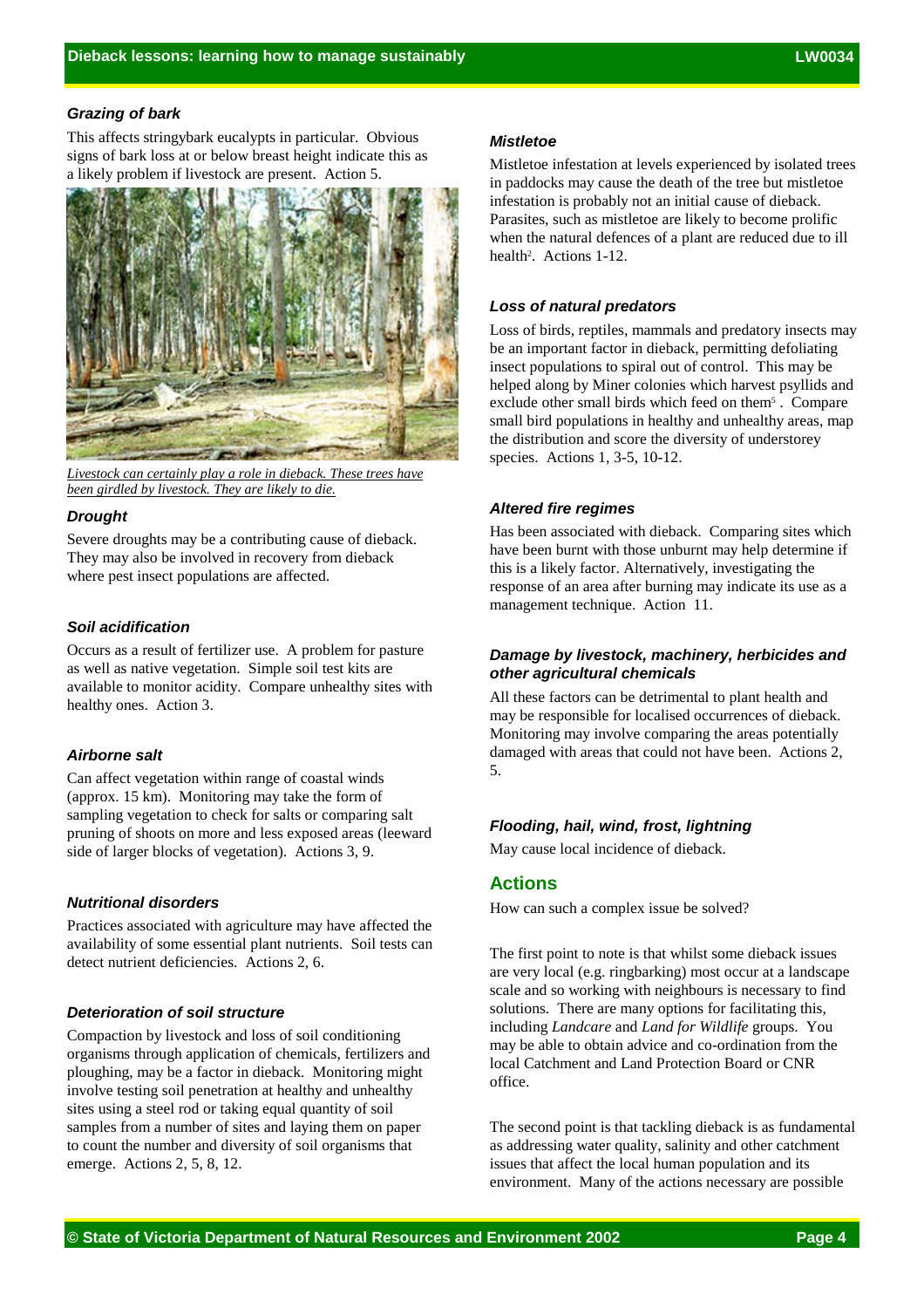### *Grazing of bark*

This affects stringybark eucalypts in particular. Obvious signs of bark loss at or below breast height indicate this as a likely problem if livestock are present. Action 5.

*Livestock can certainly play a role in dieback. These trees have been girdled by livestock. They are likely to die.*

### *Drought*

Severe droughts may be a contributing cause of dieback. They may also be involved in recovery from dieback where pest insect populations are affected.

### *Soil acidification*

Occurs as a result of fertilizer use. A problem for pasture as well as native vegetation. Simple soil test kits are available to monitor acidity. Compare unhealthy sites with healthy ones. Action 3.

### *Airborne salt*

Can affect vegetation within range of coastal winds (approx. 15 km). Monitoring may take the form of sampling vegetation to check for salts or comparing salt pruning of shoots on more and less exposed areas (leeward side of larger blocks of vegetation). Actions 3, 9.

### *Nutritional disorders*

Practices associated with agriculture may have affected the availability of some essential plant nutrients. Soil tests can detect nutrient deficiencies. Actions 2, 6.

### *Deterioration of soil structure*

Compaction by livestock and loss of soil conditioning organisms through application of chemicals, fertilizers and ploughing, may be a factor in dieback. Monitoring might involve testing soil penetration at healthy and unhealthy sites using a steel rod or taking equal quantity of soil samples from a number of sites and laying them on paper to count the number and diversity of soil organisms that emerge. Actions 2, 5, 8, 12.

### *Mistletoe*

Mistletoe infestation at levels experienced by isolated trees in paddocks may cause the death of the tree but mistletoe infestation is probably not an initial cause of dieback. Parasites, such as mistletoe are likely to become prolific when the natural defences of a plant are reduced due to ill health[2]. Actions 1-12.

### *Loss of natural predators*

Loss of birds, reptiles, mammals and predatory insects may be an important factor in dieback, permitting defoliating insect populations to spiral out of control. This may be helped along by Miner colonies which harvest psyllids and exclude other small birds which feed on them[5]. Compare small bird populations in healthy and unhealthy areas, map the distribution and score the diversity of understorey species. Actions 1, 3-5, 10-12.

### *Altered fire regimes*

Has been associated with dieback. Comparing sites which have been burnt with those unburnt may help determine if this is a likely factor. Alternatively, investigating the response of an area after burning may indicate its use as a management technique. Action 11.

### *Damage by livestock, machinery, herbicides and other agricultural chemicals*

All these factors can be detrimental to plant health and may be responsible for localised occurrences of dieback. Monitoring may involve comparing the areas potentially damaged with areas that could not have been. Actions 2, 5.

### *Flooding, hail, wind, frost, lightning*

May cause local incidence of dieback.

## Actions

How can such a complex issue be solved?

The first point to note is that whilst some dieback issues are very local (e.g. ringbarking) most occur at a landscape scale and so working with neighbours is necessary to find solutions. There are many options for facilitating this, including *Landcare* and *Land for Wildlife* groups. You may be able to obtain advice and co-ordination from the local Catchment and Land Protection Board or CNR office.

The second point is that tackling dieback is as fundamental as addressing water quality, salinity and other catchment issues that affect the local human population and its environment. Many of the actions necessary are possible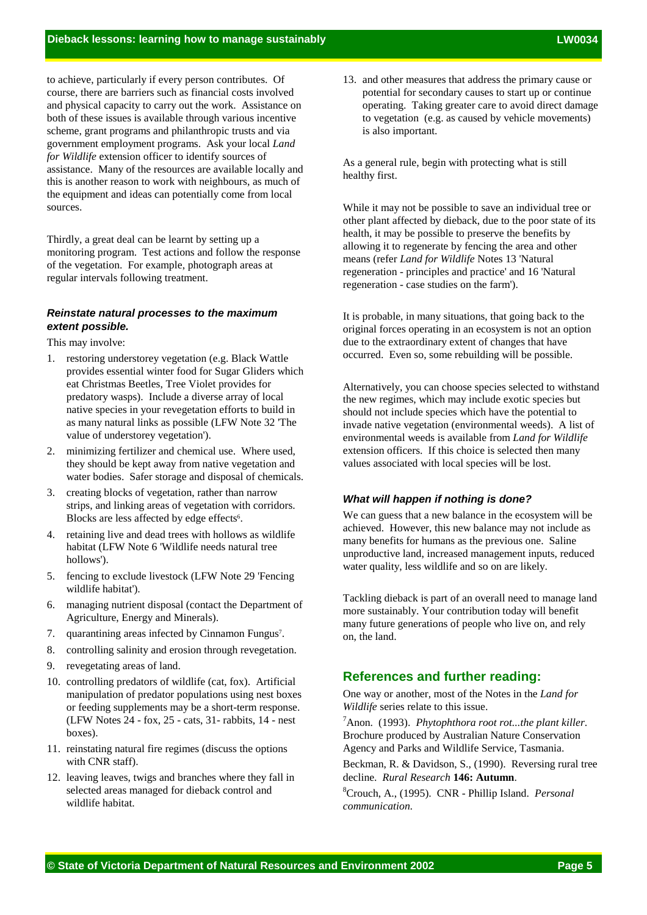to achieve, particularly if every person contributes. Of course, there are barriers such as financial costs involved and physical capacity to carry out the work. Assistance on both of these issues is available through various incentive scheme, grant programs and philanthropic trusts and via government employment programs. Ask your local *Land for Wildlife* extension officer to identify sources of assistance. Many of the resources are available locally and this is another reason to work with neighbours, as much of the equipment and ideas can potentially come from local sources.

Thirdly, a great deal can be learnt by setting up a monitoring program. Test actions and follow the response of the vegetation. For example, photograph areas at regular intervals following treatment.

#### ***Reinstate natural processes to the maximum extent possible.***

This may involve:

1. restoring understorey vegetation (e.g. Black Wattle provides essential winter food for Sugar Gliders which eat Christmas Beetles, Tree Violet provides for predatory wasps). Include a diverse array of local native species in your revegetation efforts to build in as many natural links as possible (LFW Note 32 'The value of understorey vegetation').
2. minimizing fertilizer and chemical use. Where used, they should be kept away from native vegetation and water bodies. Safer storage and disposal of chemicals.
3. creating blocks of vegetation, rather than narrow strips, and linking areas of vegetation with corridors. Blocks are less affected by edge effects[6].
4. retaining live and dead trees with hollows as wildlife habitat (LFW Note 6 'Wildlife needs natural tree hollows').
5. fencing to exclude livestock (LFW Note 29 'Fencing wildlife habitat').
6. managing nutrient disposal (contact the Department of Agriculture, Energy and Minerals).
7. quarantining areas infected by Cinnamon Fungus[7].
8. controlling salinity and erosion through revegetation.
9. revegetating areas of land.
10. controlling predators of wildlife (cat, fox). Artificial manipulation of predator populations using nest boxes or feeding supplements may be a short-term response. (LFW Notes 24 - fox, 25 - cats, 31- rabbits, 14 - nest boxes).
11. reinstating natural fire regimes (discuss the options with CNR staff).
12. leaving leaves, twigs and branches where they fall in selected areas managed for dieback control and wildlife habitat.
13. and other measures that address the primary cause or potential for secondary causes to start up or continue operating. Taking greater care to avoid direct damage to vegetation (e.g. as caused by vehicle movements) is also important.

As a general rule, begin with protecting what is still healthy first.

While it may not be possible to save an individual tree or other plant affected by dieback, due to the poor state of its health, it may be possible to preserve the benefits by allowing it to regenerate by fencing the area and other means (refer *Land for Wildlife* Notes 13 'Natural regeneration - principles and practice' and 16 'Natural regeneration - case studies on the farm').

It is probable, in many situations, that going back to the original forces operating in an ecosystem is not an option due to the extraordinary extent of changes that have occurred. Even so, some rebuilding will be possible.

Alternatively, you can choose species selected to withstand the new regimes, which may include exotic species but should not include species which have the potential to invade native vegetation (environmental weeds). A list of environmental weeds is available from *Land for Wildlife* extension officers. If this choice is selected then many values associated with local species will be lost.

#### ***What will happen if nothing is done?***

We can guess that a new balance in the ecosystem will be achieved. However, this new balance may not include as many benefits for humans as the previous one. Saline unproductive land, increased management inputs, reduced water quality, less wildlife and so on are likely.

Tackling dieback is part of an overall need to manage land more sustainably. Your contribution today will benefit many future generations of people who live on, and rely on, the land.

## References and further reading:

One way or another, most of the Notes in the *Land for Wildlife* series relate to this issue.

[7]Anon. (1993). *Phytophthora root rot...the plant killer*. Brochure produced by Australian Nature Conservation Agency and Parks and Wildlife Service, Tasmania.

Beckman, R. & Davidson, S., (1990). Reversing rural tree decline. *Rural Research* **146: Autumn**.

[8]Crouch, A., (1995). CNR - Phillip Island. *Personal communication.*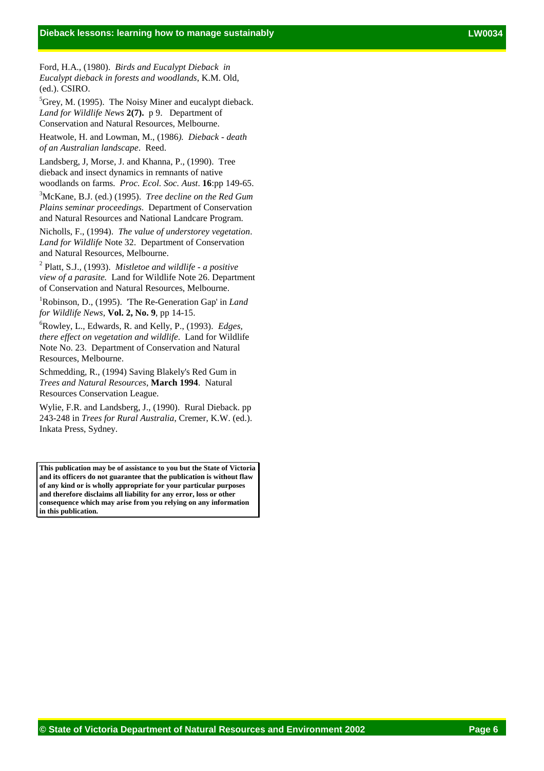Ford, H.A., (1980). *Birds and Eucalypt Dieback in Eucalypt dieback in forests and woodlands*, K.M. Old, (ed.). CSIRO.

[5]Grey, M. (1995). The Noisy Miner and eucalypt dieback. *Land for Wildlife News* **2(7).** p 9. Department of Conservation and Natural Resources, Melbourne.

Heatwole, H. and Lowman, M., (1986*). Dieback - death of an Australian landscape*. Reed.

Landsberg, J, Morse, J. and Khanna, P., (1990). Tree dieback and insect dynamics in remnants of native woodlands on farms. *Proc. Ecol. Soc. Aust*. **16**:pp 149-65.

[3]McKane, B.J. (ed.) (1995). *Tree decline on the Red Gum Plains seminar proceedings*. Department of Conservation and Natural Resources and National Landcare Program.

Nicholls, F., (1994). *The value of understorey vegetation*. *Land for Wildlife* Note 32. Department of Conservation and Natural Resources, Melbourne.

[2] Platt, S.J., (1993). *Mistletoe and wildlife - a positive view of a parasite.* Land for Wildlife Note 26. Department of Conservation and Natural Resources, Melbourne.

[1]Robinson, D., (1995). 'The Re-Generation Gap' in *Land for Wildlife News*, **Vol. 2, No. 9**, pp 14-15.

[6]Rowley, L., Edwards, R. and Kelly, P., (1993). *Edges, there effect on vegetation and wildlife*. Land for Wildlife Note No. 23. Department of Conservation and Natural Resources, Melbourne.

Schmedding, R., (1994) Saving Blakely's Red Gum in *Trees and Natural Resources*, **March 1994**. Natural Resources Conservation League.

Wylie, F.R. and Landsberg, J., (1990). Rural Dieback. pp 243-248 in *Trees for Rural Australia*, Cremer, K.W. (ed.). Inkata Press, Sydney.

**This publication may be of assistance to you but the State of Victoria and its officers do not guarantee that the publication is without flaw of any kind or is wholly appropriate for your particular purposes and therefore disclaims all liability for any error, loss or other consequence which may arise from you relying on any information in this publication.**